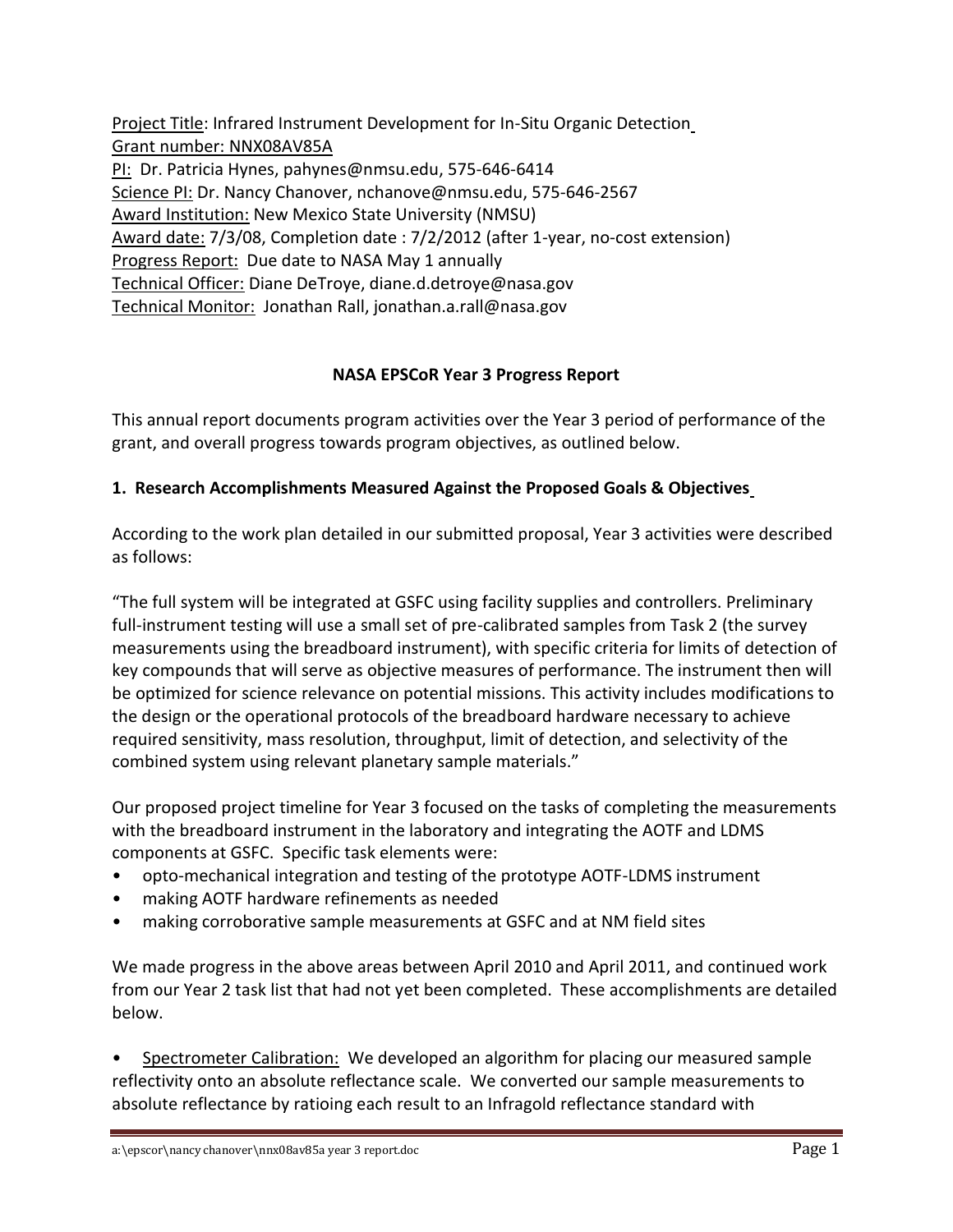Project Title: Infrared Instrument Development for In-Situ Organic Detection
Grant number: NNX08AV85A
PI: Dr. Patricia Hynes, pahynes@nmsu.edu, 575-646-6414
Science PI: Dr. Nancy Chanover, nchanove@nmsu.edu, 575-646-2567
Award Institution: New Mexico State University (NMSU)
Award date: 7/3/08, Completion date : 7/2/2012 (after 1-year, no-cost extension)
Progress Report: Due date to NASA May 1 annually
Technical Officer: Diane DeTroye, diane.d.detroye@nasa.gov
Technical Monitor: Jonathan Rall, jonathan.a.rall@nasa.gov

# NASA EPSCoR Year 3 Progress Report

This annual report documents program activities over the Year 3 period of performance of the grant, and overall progress towards program objectives, as outlined below.

## 1. Research Accomplishments Measured Against the Proposed Goals & Objectives

According to the work plan detailed in our submitted proposal, Year 3 activities were described as follows:

"The full system will be integrated at GSFC using facility supplies and controllers. Preliminary full-instrument testing will use a small set of pre-calibrated samples from Task 2 (the survey measurements using the breadboard instrument), with specific criteria for limits of detection of key compounds that will serve as objective measures of performance. The instrument then will be optimized for science relevance on potential missions. This activity includes modifications to the design or the operational protocols of the breadboard hardware necessary to achieve required sensitivity, mass resolution, throughput, limit of detection, and selectivity of the combined system using relevant planetary sample materials."

Our proposed project timeline for Year 3 focused on the tasks of completing the measurements with the breadboard instrument in the laboratory and integrating the AOTF and LDMS components at GSFC. Specific task elements were:

- opto-mechanical integration and testing of the prototype AOTF-LDMS instrument
- making AOTF hardware refinements as needed
- making corroborative sample measurements at GSFC and at NM field sites

We made progress in the above areas between April 2010 and April 2011, and continued work from our Year 2 task list that had not yet been completed. These accomplishments are detailed below.

- Spectrometer Calibration: We developed an algorithm for placing our measured sample reflectivity onto an absolute reflectance scale. We converted our sample measurements to absolute reflectance by ratioing each result to an Infragold reflectance standard with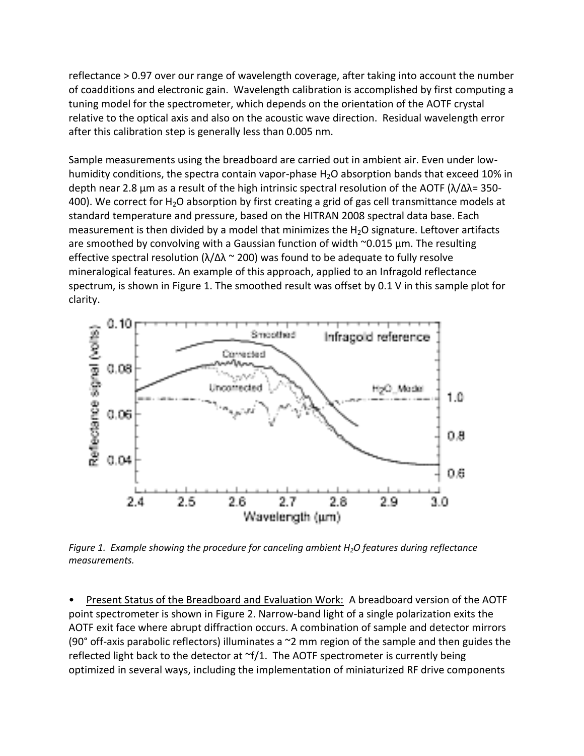reflectance > 0.97 over our range of wavelength coverage, after taking into account the number of coadditions and electronic gain. Wavelength calibration is accomplished by first computing a tuning model for the spectrometer, which depends on the orientation of the AOTF crystal relative to the optical axis and also on the acoustic wave direction. Residual wavelength error after this calibration step is generally less than 0.005 nm.

Sample measurements using the breadboard are carried out in ambient air. Even under low-humidity conditions, the spectra contain vapor-phase $H_2O$ absorption bands that exceed 10% in depth near 2.8 μm as a result of the high intrinsic spectral resolution of the AOTF ($\lambda/\Delta\lambda$= 350-400). We correct for $H_2O$ absorption by first creating a grid of gas cell transmittance models at standard temperature and pressure, based on the HITRAN 2008 spectral data base. Each measurement is then divided by a model that minimizes the $H_2O$ signature. Leftover artifacts are smoothed by convolving with a Gaussian function of width ~0.015 μm. The resulting effective spectral resolution ($\lambda/\Delta\lambda$ ~ 200) was found to be adequate to fully resolve mineralogical features. An example of this approach, applied to an Infragold reflectance spectrum, is shown in Figure 1. The smoothed result was offset by 0.1 V in this sample plot for clarity.

*Figure 1. Example showing the procedure for canceling ambient $H_2O$ features during reflectance measurements.*

- Present Status of the Breadboard and Evaluation Work: A breadboard version of the AOTF point spectrometer is shown in Figure 2. Narrow-band light of a single polarization exits the AOTF exit face where abrupt diffraction occurs. A combination of sample and detector mirrors (90° off-axis parabolic reflectors) illuminates a ~2 mm region of the sample and then guides the reflected light back to the detector at ~f/1. The AOTF spectrometer is currently being optimized in several ways, including the implementation of miniaturized RF drive components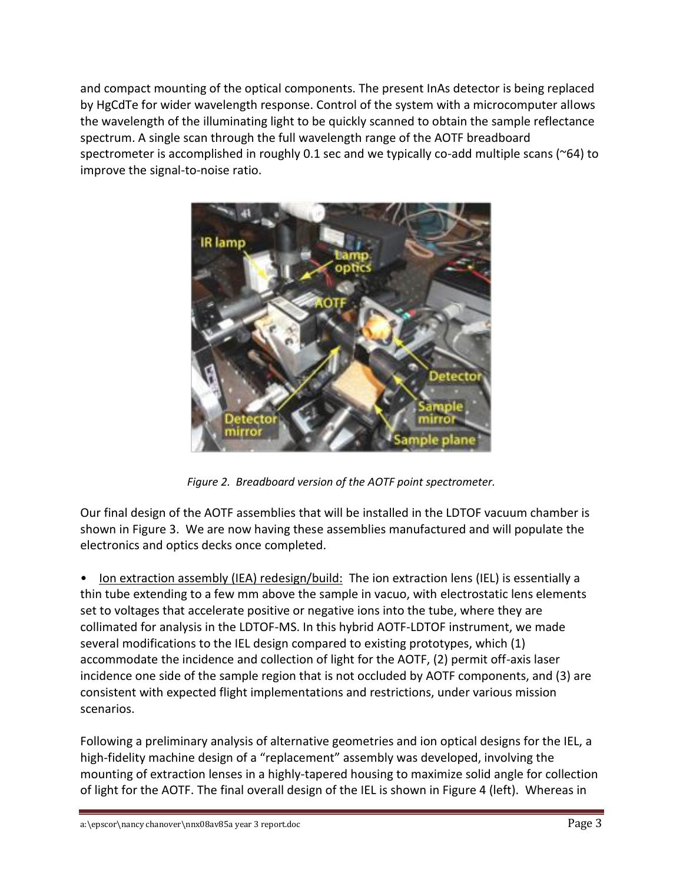and compact mounting of the optical components. The present InAs detector is being replaced by HgCdTe for wider wavelength response. Control of the system with a microcomputer allows the wavelength of the illuminating light to be quickly scanned to obtain the sample reflectance spectrum. A single scan through the full wavelength range of the AOTF breadboard spectrometer is accomplished in roughly 0.1 sec and we typically co-add multiple scans (~64) to improve the signal-to-noise ratio.

*Figure 2. Breadboard version of the AOTF point spectrometer.*

Our final design of the AOTF assemblies that will be installed in the LDTOF vacuum chamber is shown in Figure 3. We are now having these assemblies manufactured and will populate the electronics and optics decks once completed.

- <u>Ion extraction assembly (IEA) redesign/build:</u> The ion extraction lens (IEL) is essentially a thin tube extending to a few mm above the sample in vacuo, with electrostatic lens elements set to voltages that accelerate positive or negative ions into the tube, where they are collimated for analysis in the LDTOF-MS. In this hybrid AOTF-LDTOF instrument, we made several modifications to the IEL design compared to existing prototypes, which (1) accommodate the incidence and collection of light for the AOTF, (2) permit off-axis laser incidence one side of the sample region that is not occluded by AOTF components, and (3) are consistent with expected flight implementations and restrictions, under various mission scenarios.

Following a preliminary analysis of alternative geometries and ion optical designs for the IEL, a high-fidelity machine design of a "replacement" assembly was developed, involving the mounting of extraction lenses in a highly-tapered housing to maximize solid angle for collection of light for the AOTF. The final overall design of the IEL is shown in Figure 4 (left). Whereas in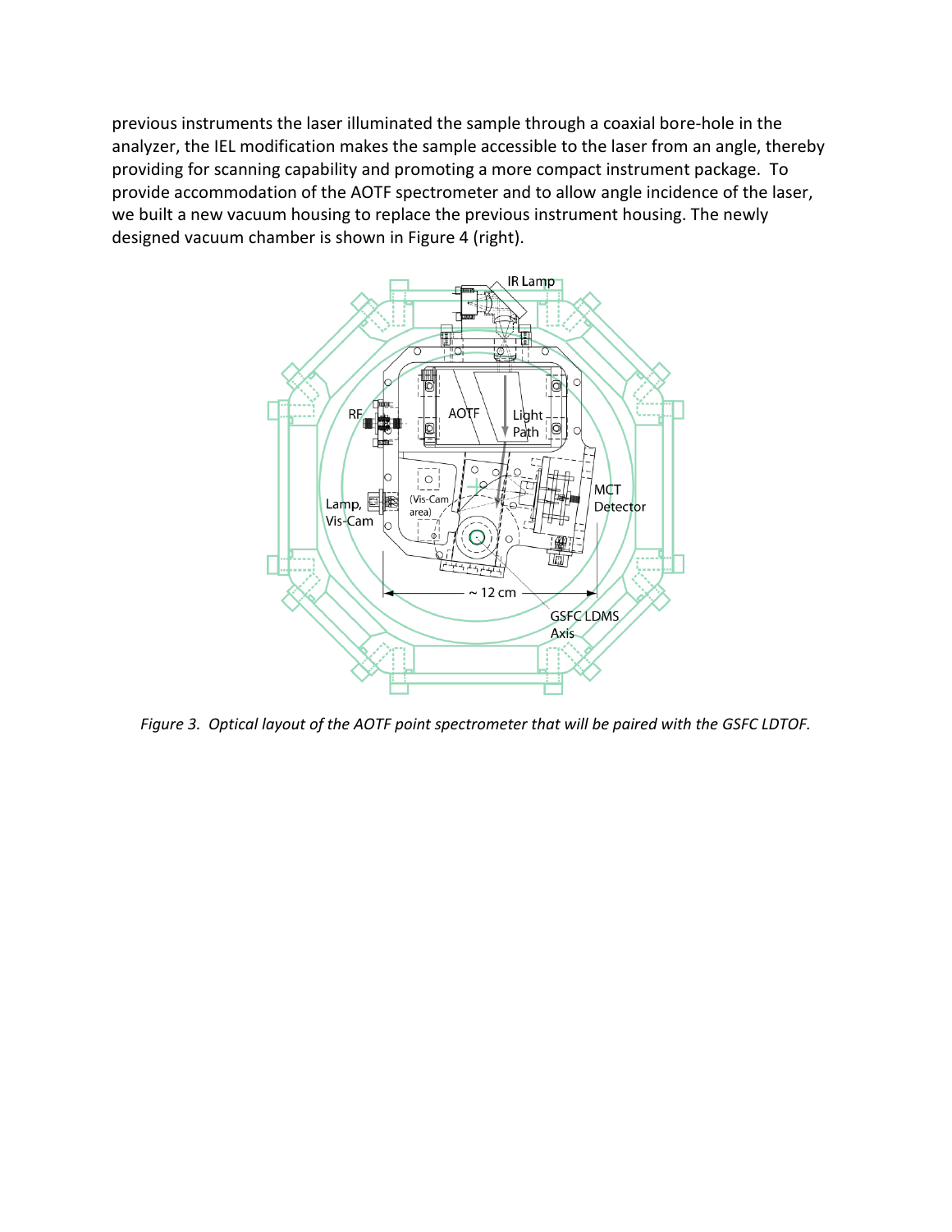previous instruments the laser illuminated the sample through a coaxial bore-hole in the analyzer, the IEL modification makes the sample accessible to the laser from an angle, thereby providing for scanning capability and promoting a more compact instrument package. To provide accommodation of the AOTF spectrometer and to allow angle incidence of the laser, we built a new vacuum housing to replace the previous instrument housing. The newly designed vacuum chamber is shown in Figure 4 (right).

*Figure 3. Optical layout of the AOTF point spectrometer that will be paired with the GSFC LDTOF.*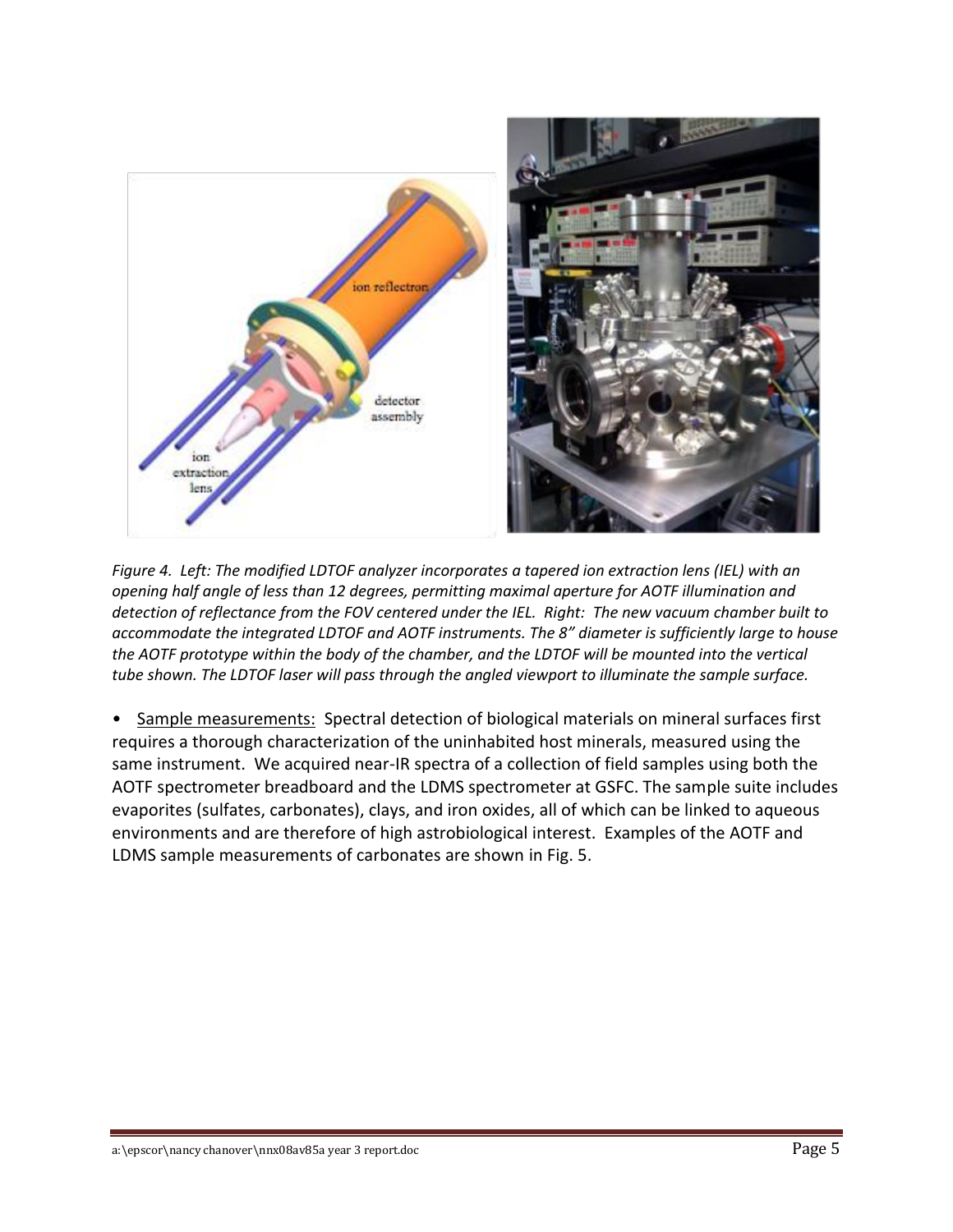*Figure 4. Left: The modified LDTOF analyzer incorporates a tapered ion extraction lens (IEL) with an opening half angle of less than 12 degrees, permitting maximal aperture for AOTF illumination and detection of reflectance from the FOV centered under the IEL. Right: The new vacuum chamber built to accommodate the integrated LDTOF and AOTF instruments. The 8" diameter is sufficiently large to house the AOTF prototype within the body of the chamber, and the LDTOF will be mounted into the vertical tube shown. The LDTOF laser will pass through the angled viewport to illuminate the sample surface.*

- Sample measurements: Spectral detection of biological materials on mineral surfaces first requires a thorough characterization of the uninhabited host minerals, measured using the same instrument. We acquired near-IR spectra of a collection of field samples using both the AOTF spectrometer breadboard and the LDMS spectrometer at GSFC. The sample suite includes evaporites (sulfates, carbonates), clays, and iron oxides, all of which can be linked to aqueous environments and are therefore of high astrobiological interest. Examples of the AOTF and LDMS sample measurements of carbonates are shown in Fig. 5.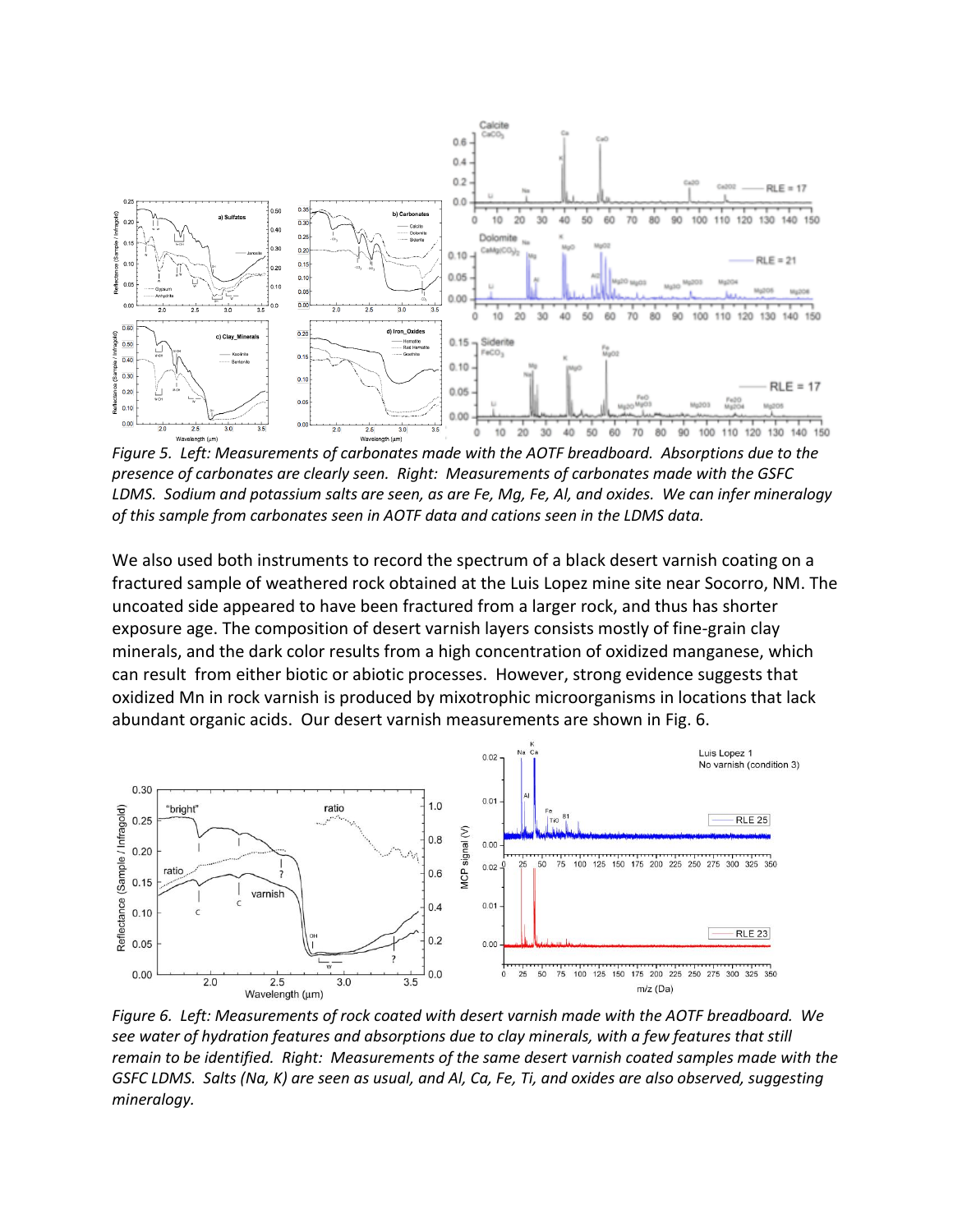*Figure 5. Left: Measurements of carbonates made with the AOTF breadboard. Absorptions due to the presence of carbonates are clearly seen. Right: Measurements of carbonates made with the GSFC LDMS. Sodium and potassium salts are seen, as are Fe, Mg, Fe, Al, and oxides. We can infer mineralogy of this sample from carbonates seen in AOTF data and cations seen in the LDMS data.*

We also used both instruments to record the spectrum of a black desert varnish coating on a fractured sample of weathered rock obtained at the Luis Lopez mine site near Socorro, NM. The uncoated side appeared to have been fractured from a larger rock, and thus has shorter exposure age. The composition of desert varnish layers consists mostly of fine-grain clay minerals, and the dark color results from a high concentration of oxidized manganese, which can result from either biotic or abiotic processes. However, strong evidence suggests that oxidized Mn in rock varnish is produced by mixotrophic microorganisms in locations that lack abundant organic acids. Our desert varnish measurements are shown in Fig. 6.

*Figure 6. Left: Measurements of rock coated with desert varnish made with the AOTF breadboard. We see water of hydration features and absorptions due to clay minerals, with a few features that still remain to be identified. Right: Measurements of the same desert varnish coated samples made with the GSFC LDMS. Salts (Na, K) are seen as usual, and Al, Ca, Fe, Ti, and oxides are also observed, suggesting mineralogy.*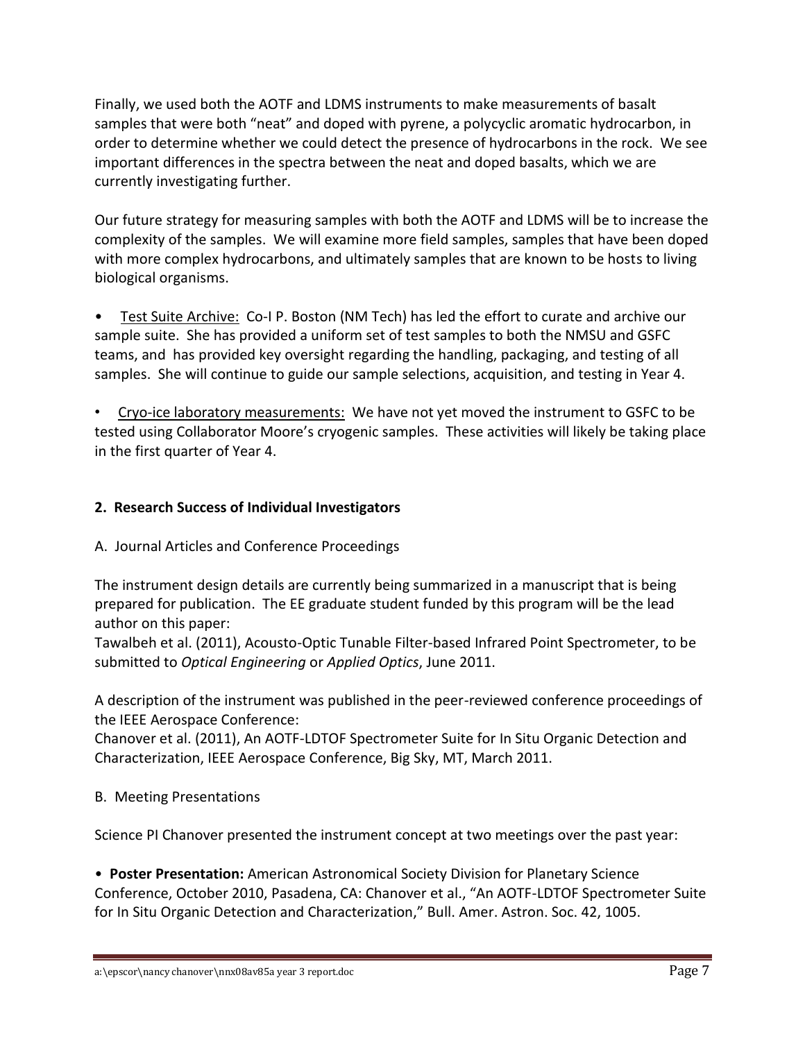Finally, we used both the AOTF and LDMS instruments to make measurements of basalt samples that were both "neat" and doped with pyrene, a polycyclic aromatic hydrocarbon, in order to determine whether we could detect the presence of hydrocarbons in the rock. We see important differences in the spectra between the neat and doped basalts, which we are currently investigating further.

Our future strategy for measuring samples with both the AOTF and LDMS will be to increase the complexity of the samples. We will examine more field samples, samples that have been doped with more complex hydrocarbons, and ultimately samples that are known to be hosts to living biological organisms.

- Test Suite Archive: Co-I P. Boston (NM Tech) has led the effort to curate and archive our sample suite. She has provided a uniform set of test samples to both the NMSU and GSFC teams, and has provided key oversight regarding the handling, packaging, and testing of all samples. She will continue to guide our sample selections, acquisition, and testing in Year 4.

- Cryo-ice laboratory measurements: We have not yet moved the instrument to GSFC to be tested using Collaborator Moore's cryogenic samples. These activities will likely be taking place in the first quarter of Year 4.

## 2. Research Success of Individual Investigators

A. Journal Articles and Conference Proceedings

The instrument design details are currently being summarized in a manuscript that is being prepared for publication. The EE graduate student funded by this program will be the lead author on this paper:
Tawalbeh et al. (2011), Acousto-Optic Tunable Filter-based Infrared Point Spectrometer, to be submitted to *Optical Engineering* or *Applied Optics*, June 2011.

A description of the instrument was published in the peer-reviewed conference proceedings of the IEEE Aerospace Conference:
Chanover et al. (2011), An AOTF-LDTOF Spectrometer Suite for In Situ Organic Detection and Characterization, IEEE Aerospace Conference, Big Sky, MT, March 2011.

B. Meeting Presentations

Science PI Chanover presented the instrument concept at two meetings over the past year:

- **Poster Presentation:** American Astronomical Society Division for Planetary Science Conference, October 2010, Pasadena, CA: Chanover et al., "An AOTF-LDTOF Spectrometer Suite for In Situ Organic Detection and Characterization," Bull. Amer. Astron. Soc. 42, 1005.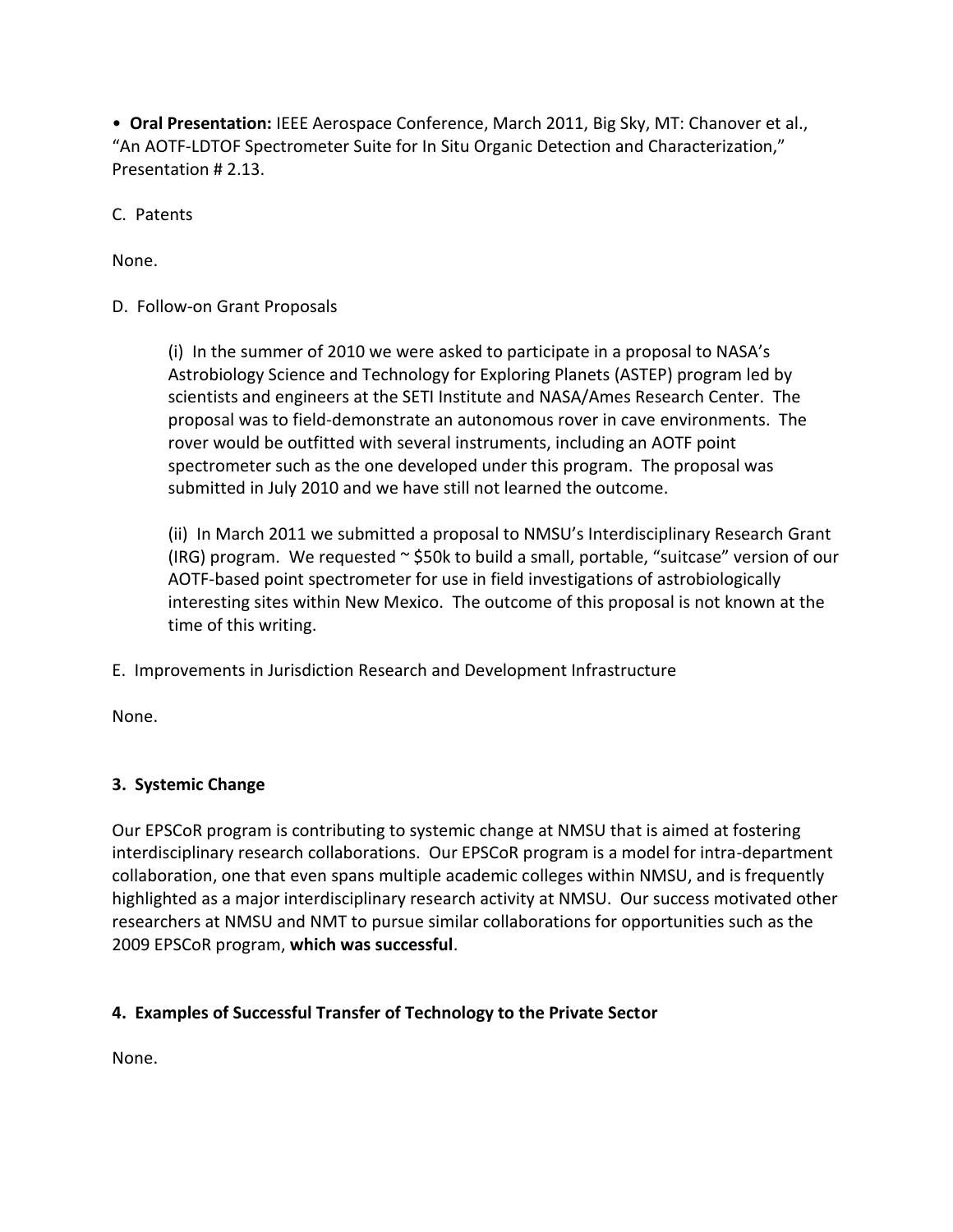- **Oral Presentation:** IEEE Aerospace Conference, March 2011, Big Sky, MT: Chanover et al., "An AOTF-LDTOF Spectrometer Suite for In Situ Organic Detection and Characterization," Presentation # 2.13.

C. Patents

None.

D. Follow-on Grant Proposals

(i) In the summer of 2010 we were asked to participate in a proposal to NASA's Astrobiology Science and Technology for Exploring Planets (ASTEP) program led by scientists and engineers at the SETI Institute and NASA/Ames Research Center. The proposal was to field-demonstrate an autonomous rover in cave environments. The rover would be outfitted with several instruments, including an AOTF point spectrometer such as the one developed under this program. The proposal was submitted in July 2010 and we have still not learned the outcome.

(ii) In March 2011 we submitted a proposal to NMSU's Interdisciplinary Research Grant (IRG) program. We requested ~ $50k to build a small, portable, "suitcase" version of our AOTF-based point spectrometer for use in field investigations of astrobiologically interesting sites within New Mexico. The outcome of this proposal is not known at the time of this writing.

E. Improvements in Jurisdiction Research and Development Infrastructure

None.

### 3. Systemic Change

Our EPSCoR program is contributing to systemic change at NMSU that is aimed at fostering interdisciplinary research collaborations. Our EPSCoR program is a model for intra-department collaboration, one that even spans multiple academic colleges within NMSU, and is frequently highlighted as a major interdisciplinary research activity at NMSU. Our success motivated other researchers at NMSU and NMT to pursue similar collaborations for opportunities such as the 2009 EPSCoR program, **which was successful**.

### 4. Examples of Successful Transfer of Technology to the Private Sector

None.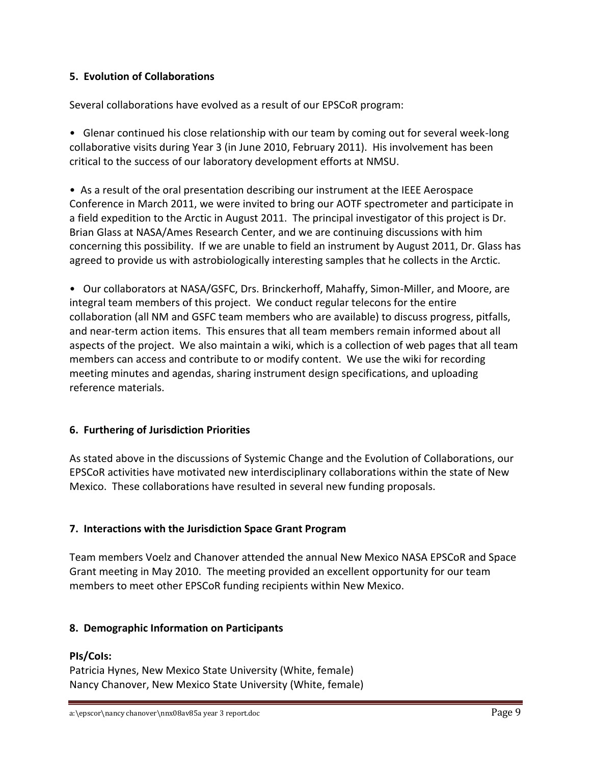## 5. Evolution of Collaborations

Several collaborations have evolved as a result of our EPSCoR program:

- Glenar continued his close relationship with our team by coming out for several week-long collaborative visits during Year 3 (in June 2010, February 2011). His involvement has been critical to the success of our laboratory development efforts at NMSU.

- As a result of the oral presentation describing our instrument at the IEEE Aerospace Conference in March 2011, we were invited to bring our AOTF spectrometer and participate in a field expedition to the Arctic in August 2011. The principal investigator of this project is Dr. Brian Glass at NASA/Ames Research Center, and we are continuing discussions with him concerning this possibility. If we are unable to field an instrument by August 2011, Dr. Glass has agreed to provide us with astrobiologically interesting samples that he collects in the Arctic.

- Our collaborators at NASA/GSFC, Drs. Brinckerhoff, Mahaffy, Simon-Miller, and Moore, are integral team members of this project. We conduct regular telecons for the entire collaboration (all NM and GSFC team members who are available) to discuss progress, pitfalls, and near-term action items. This ensures that all team members remain informed about all aspects of the project. We also maintain a wiki, which is a collection of web pages that all team members can access and contribute to or modify content. We use the wiki for recording meeting minutes and agendas, sharing instrument design specifications, and uploading reference materials.

## 6. Furthering of Jurisdiction Priorities

As stated above in the discussions of Systemic Change and the Evolution of Collaborations, our EPSCoR activities have motivated new interdisciplinary collaborations within the state of New Mexico. These collaborations have resulted in several new funding proposals.

## 7. Interactions with the Jurisdiction Space Grant Program

Team members Voelz and Chanover attended the annual New Mexico NASA EPSCoR and Space Grant meeting in May 2010. The meeting provided an excellent opportunity for our team members to meet other EPSCoR funding recipients within New Mexico.

## 8. Demographic Information on Participants

**PIs/CoIs:**
Patricia Hynes, New Mexico State University (White, female)
Nancy Chanover, New Mexico State University (White, female)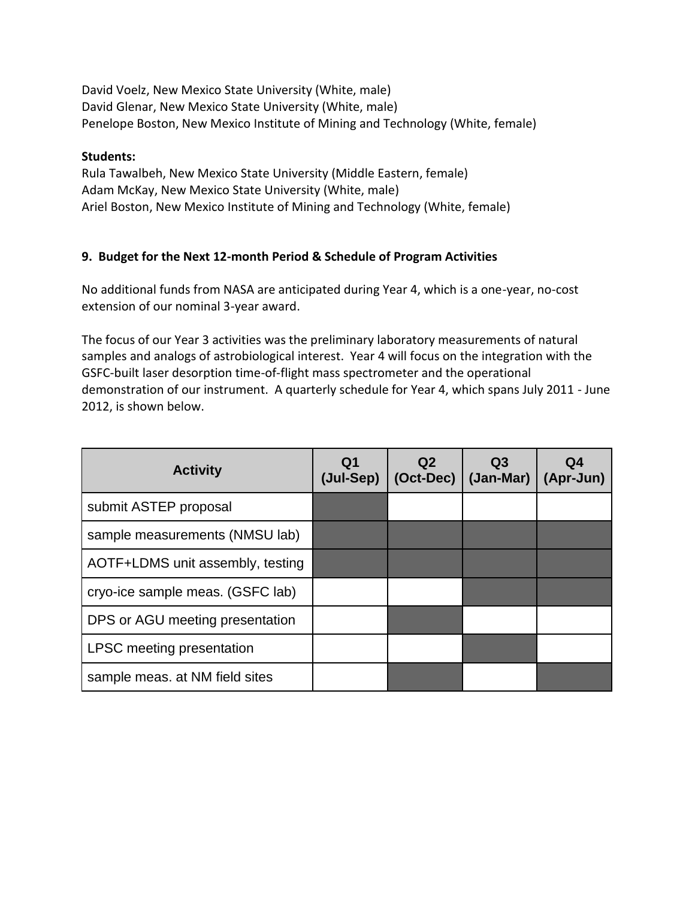David Voelz, New Mexico State University (White, male)
David Glenar, New Mexico State University (White, male)
Penelope Boston, New Mexico Institute of Mining and Technology (White, female)

**Students:**
Rula Tawalbeh, New Mexico State University (Middle Eastern, female)
Adam McKay, New Mexico State University (White, male)
Ariel Boston, New Mexico Institute of Mining and Technology (White, female)

**9. Budget for the Next 12-month Period & Schedule of Program Activities**

No additional funds from NASA are anticipated during Year 4, which is a one-year, no-cost extension of our nominal 3-year award.

The focus of our Year 3 activities was the preliminary laboratory measurements of natural samples and analogs of astrobiological interest. Year 4 will focus on the integration with the GSFC-built laser desorption time-of-flight mass spectrometer and the operational demonstration of our instrument. A quarterly schedule for Year 4, which spans July 2011 - June 2012, is shown below.

| Activity | Q1 (Jul-Sep) | Q2 (Oct-Dec) | Q3 (Jan-Mar) | Q4 (Apr-Jun) |
|---|---|---|---|---|
| submit ASTEP proposal | ■ | | | |
| sample measurements (NMSU lab) | ■ | ■ | ■ | ■ |
| AOTF+LDMS unit assembly, testing | ■ | ■ | ■ | ■ |
| cryo-ice sample meas. (GSFC lab) | | | ■ | ■ |
| DPS or AGU meeting presentation | | ■ | | |
| LPSC meeting presentation | | | ■ | |
| sample meas. at NM field sites | | ■ | | ■ |